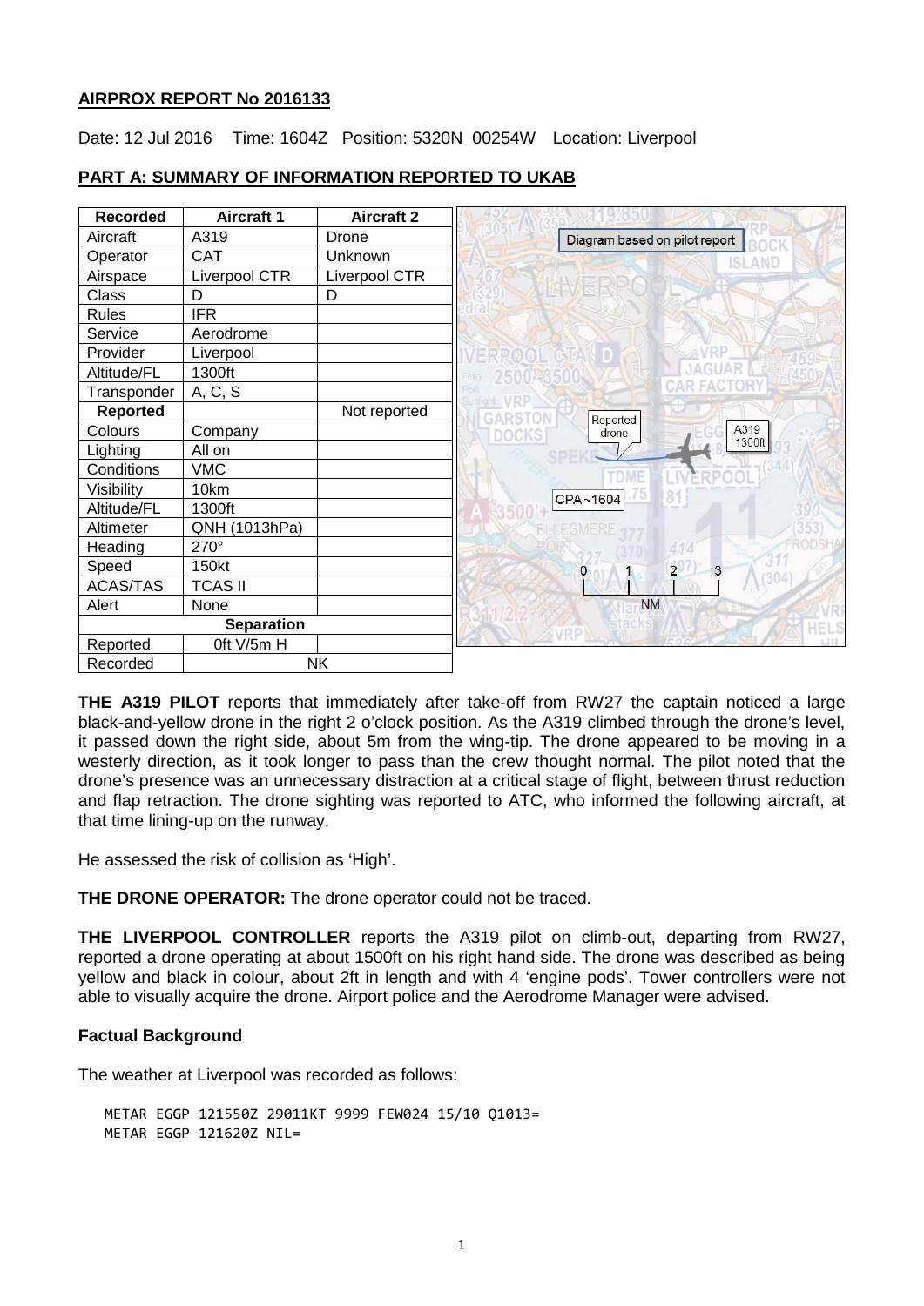## AIRPROX REPORT No 2016133

Date: 12 Jul 2016 Time: 1604Z Position: 5320N 00254W Location: Liverpool

## PART A: SUMMARY OF INFORMATION REPORTED TO UKAB

| Recorded | Aircraft 1 | Aircraft 2 |
|---|---|---|
| Aircraft | A319 | Drone |
| Operator | CAT | Unknown |
| Airspace | Liverpool CTR | Liverpool CTR |
| Class | D | D |
| Rules | IFR | |
| Service | Aerodrome | |
| Provider | Liverpool | |
| Altitude/FL | 1300ft | |
| Transponder | A, C, S | |
| **Reported** | | Not reported |
| Colours | Company | |
| Lighting | All on | |
| Conditions | VMC | |
| Visibility | 10km | |
| Altitude/FL | 1300ft | |
| Altimeter | QNH (1013hPa) | |
| Heading | 270° | |
| Speed | 150kt | |
| ACAS/TAS | TCAS II | |
| Alert | None | |
| **Separation** | | |
| Reported | 0ft V/5m H | |
| Recorded | NK | |

Diagram based on pilot report

**THE A319 PILOT** reports that immediately after take-off from RW27 the captain noticed a large black-and-yellow drone in the right 2 o'clock position. As the A319 climbed through the drone's level, it passed down the right side, about 5m from the wing-tip. The drone appeared to be moving in a westerly direction, as it took longer to pass than the crew thought normal. The pilot noted that the drone's presence was an unnecessary distraction at a critical stage of flight, between thrust reduction and flap retraction. The drone sighting was reported to ATC, who informed the following aircraft, at that time lining-up on the runway.

He assessed the risk of collision as 'High'.

**THE DRONE OPERATOR:** The drone operator could not be traced.

**THE LIVERPOOL CONTROLLER** reports the A319 pilot on climb-out, departing from RW27, reported a drone operating at about 1500ft on his right hand side. The drone was described as being yellow and black in colour, about 2ft in length and with 4 'engine pods'. Tower controllers were not able to visually acquire the drone. Airport police and the Aerodrome Manager were advised.

### Factual Background

The weather at Liverpool was recorded as follows:

```
METAR EGGP 121550Z 29011KT 9999 FEW024 15/10 Q1013=
METAR EGGP 121620Z NIL=
```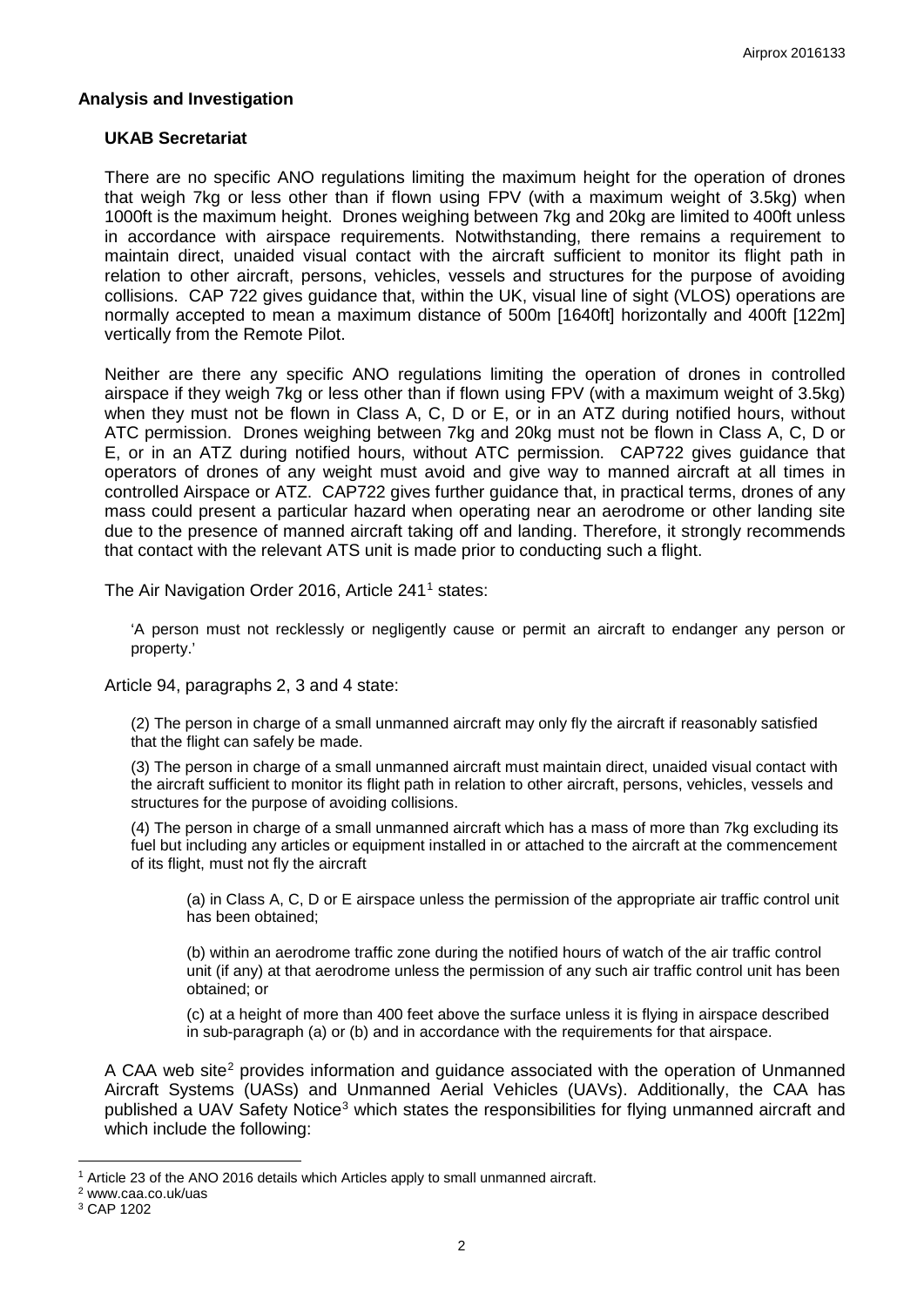## Analysis and Investigation

### UKAB Secretariat

There are no specific ANO regulations limiting the maximum height for the operation of drones that weigh 7kg or less other than if flown using FPV (with a maximum weight of 3.5kg) when 1000ft is the maximum height. Drones weighing between 7kg and 20kg are limited to 400ft unless in accordance with airspace requirements. Notwithstanding, there remains a requirement to maintain direct, unaided visual contact with the aircraft sufficient to monitor its flight path in relation to other aircraft, persons, vehicles, vessels and structures for the purpose of avoiding collisions. CAP 722 gives guidance that, within the UK, visual line of sight (VLOS) operations are normally accepted to mean a maximum distance of 500m [1640ft] horizontally and 400ft [122m] vertically from the Remote Pilot.

Neither are there any specific ANO regulations limiting the operation of drones in controlled airspace if they weigh 7kg or less other than if flown using FPV (with a maximum weight of 3.5kg) when they must not be flown in Class A, C, D or E, or in an ATZ during notified hours, without ATC permission. Drones weighing between 7kg and 20kg must not be flown in Class A, C, D or E, or in an ATZ during notified hours, without ATC permission. CAP722 gives guidance that operators of drones of any weight must avoid and give way to manned aircraft at all times in controlled Airspace or ATZ. CAP722 gives further guidance that, in practical terms, drones of any mass could present a particular hazard when operating near an aerodrome or other landing site due to the presence of manned aircraft taking off and landing. Therefore, it strongly recommends that contact with the relevant ATS unit is made prior to conducting such a flight.

The Air Navigation Order 2016, Article 241[1] states:

> 'A person must not recklessly or negligently cause or permit an aircraft to endanger any person or property.'

Article 94, paragraphs 2, 3 and 4 state:

> (2) The person in charge of a small unmanned aircraft may only fly the aircraft if reasonably satisfied that the flight can safely be made.
>
> (3) The person in charge of a small unmanned aircraft must maintain direct, unaided visual contact with the aircraft sufficient to monitor its flight path in relation to other aircraft, persons, vehicles, vessels and structures for the purpose of avoiding collisions.
>
> (4) The person in charge of a small unmanned aircraft which has a mass of more than 7kg excluding its fuel but including any articles or equipment installed in or attached to the aircraft at the commencement of its flight, must not fly the aircraft
>
> > (a) in Class A, C, D or E airspace unless the permission of the appropriate air traffic control unit has been obtained;
> >
> > (b) within an aerodrome traffic zone during the notified hours of watch of the air traffic control unit (if any) at that aerodrome unless the permission of any such air traffic control unit has been obtained; or
> >
> > (c) at a height of more than 400 feet above the surface unless it is flying in airspace described in sub-paragraph (a) or (b) and in accordance with the requirements for that airspace.

A CAA web site[2] provides information and guidance associated with the operation of Unmanned Aircraft Systems (UASs) and Unmanned Aerial Vehicles (UAVs). Additionally, the CAA has published a UAV Safety Notice[3] which states the responsibilities for flying unmanned aircraft and which include the following:

---

[1] Article 23 of the ANO 2016 details which Articles apply to small unmanned aircraft.

[2] www.caa.co.uk/uas

[3] CAP 1202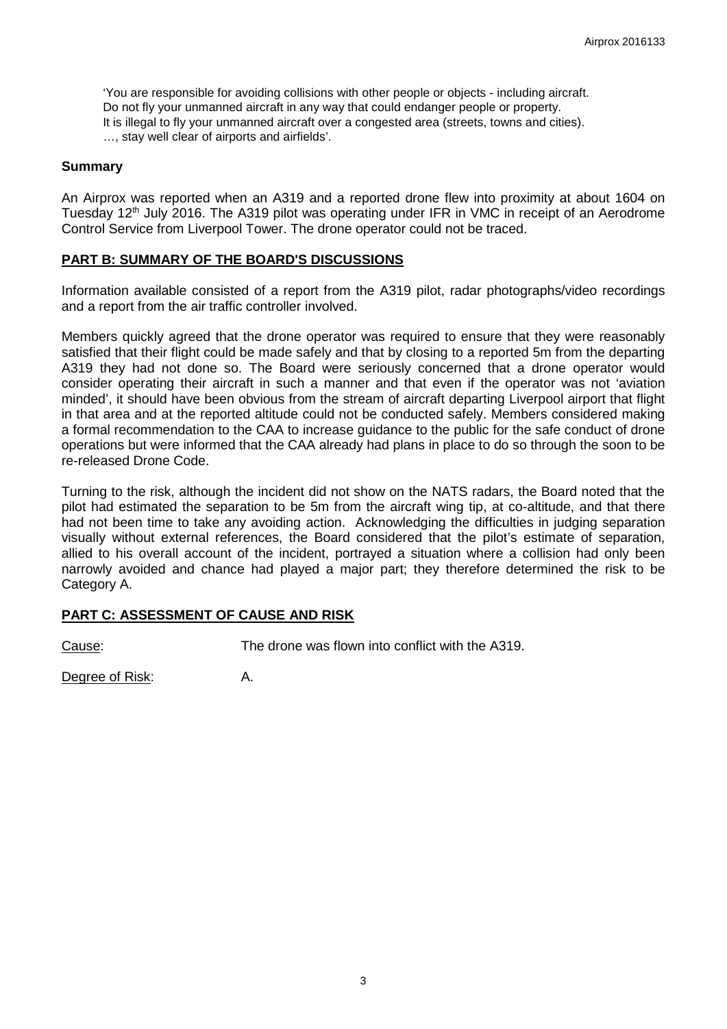'You are responsible for avoiding collisions with other people or objects - including aircraft.
Do not fly your unmanned aircraft in any way that could endanger people or property.
It is illegal to fly your unmanned aircraft over a congested area (streets, towns and cities).
…, stay well clear of airports and airfields'.

## Summary

An Airprox was reported when an A319 and a reported drone flew into proximity at about 1604 on Tuesday 12th July 2016. The A319 pilot was operating under IFR in VMC in receipt of an Aerodrome Control Service from Liverpool Tower. The drone operator could not be traced.

## PART B: SUMMARY OF THE BOARD'S DISCUSSIONS

Information available consisted of a report from the A319 pilot, radar photographs/video recordings and a report from the air traffic controller involved.

Members quickly agreed that the drone operator was required to ensure that they were reasonably satisfied that their flight could be made safely and that by closing to a reported 5m from the departing A319 they had not done so. The Board were seriously concerned that a drone operator would consider operating their aircraft in such a manner and that even if the operator was not 'aviation minded', it should have been obvious from the stream of aircraft departing Liverpool airport that flight in that area and at the reported altitude could not be conducted safely. Members considered making a formal recommendation to the CAA to increase guidance to the public for the safe conduct of drone operations but were informed that the CAA already had plans in place to do so through the soon to be re-released Drone Code.

Turning to the risk, although the incident did not show on the NATS radars, the Board noted that the pilot had estimated the separation to be 5m from the aircraft wing tip, at co-altitude, and that there had not been time to take any avoiding action. Acknowledging the difficulties in judging separation visually without external references, the Board considered that the pilot's estimate of separation, allied to his overall account of the incident, portrayed a situation where a collision had only been narrowly avoided and chance had played a major part; they therefore determined the risk to be Category A.

## PART C: ASSESSMENT OF CAUSE AND RISK

Cause: The drone was flown into conflict with the A319.

Degree of Risk: A.